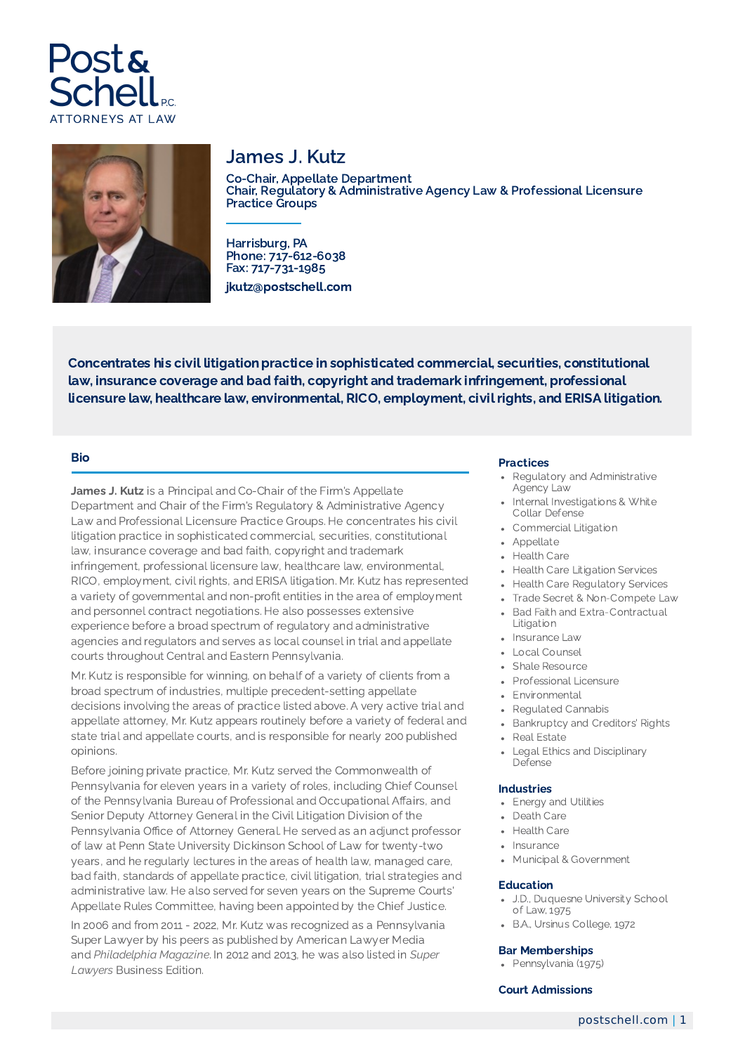# James J. Kutz

**Co-Chair, Appellate Department**
**Chair, Regulatory & Administrative Agency Law & Professional Licensure Practice Groups**

**Harrisburg, PA**
**Phone: 717-612-6038**
**Fax: 717-731-1985**
**jkutz@postschell.com**

**Concentrates his civil litigation practice in sophisticated commercial, securities, constitutional law, insurance coverage and bad faith, copyright and trademark infringement, professional licensure law, healthcare law, environmental, RICO, employment, civil rights, and ERISA litigation.**

## Bio

**James J. Kutz** is a Principal and Co-Chair of the Firm's Appellate Department and Chair of the Firm's Regulatory & Administrative Agency Law and Professional Licensure Practice Groups. He concentrates his civil litigation practice in sophisticated commercial, securities, constitutional law, insurance coverage and bad faith, copyright and trademark infringement, professional licensure law, healthcare law, environmental, RICO, employment, civil rights, and ERISA litigation. Mr. Kutz has represented a variety of governmental and non-profit entities in the area of employment and personnel contract negotiations. He also possesses extensive experience before a broad spectrum of regulatory and administrative agencies and regulators and serves as local counsel in trial and appellate courts throughout Central and Eastern Pennsylvania.

Mr. Kutz is responsible for winning, on behalf of a variety of clients from a broad spectrum of industries, multiple precedent-setting appellate decisions involving the areas of practice listed above. A very active trial and appellate attorney, Mr. Kutz appears routinely before a variety of federal and state trial and appellate courts, and is responsible for nearly 200 published opinions.

Before joining private practice, Mr. Kutz served the Commonwealth of Pennsylvania for eleven years in a variety of roles, including Chief Counsel of the Pennsylvania Bureau of Professional and Occupational Affairs, and Senior Deputy Attorney General in the Civil Litigation Division of the Pennsylvania Office of Attorney General. He served as an adjunct professor of law at Penn State University Dickinson School of Law for twenty-two years, and he regularly lectures in the areas of health law, managed care, bad faith, standards of appellate practice, civil litigation, trial strategies and administrative law. He also served for seven years on the Supreme Courts' Appellate Rules Committee, having been appointed by the Chief Justice.

In 2006 and from 2011 - 2022, Mr. Kutz was recognized as a Pennsylvania Super Lawyer by his peers as published by American Lawyer Media and *Philadelphia Magazine*. In 2012 and 2013, he was also listed in *Super Lawyers* Business Edition.

## Practices

- Regulatory and Administrative Agency Law
- Internal Investigations & White Collar Defense
- Commercial Litigation
- Appellate
- Health Care
- Health Care Litigation Services
- Health Care Regulatory Services
- Trade Secret & Non-Compete Law
- Bad Faith and Extra-Contractual Litigation
- Insurance Law
- Local Counsel
- Shale Resource
- Professional Licensure
- Environmental
- Regulated Cannabis
- Bankruptcy and Creditors' Rights
- Real Estate
- Legal Ethics and Disciplinary Defense

## Industries

- Energy and Utilities
- Death Care
- Health Care
- Insurance
- Municipal & Government

## Education

- J.D., Duquesne University School of Law, 1975
- B.A., Ursinus College, 1972

## Bar Memberships

- Pennsylvania (1975)

## Court Admissions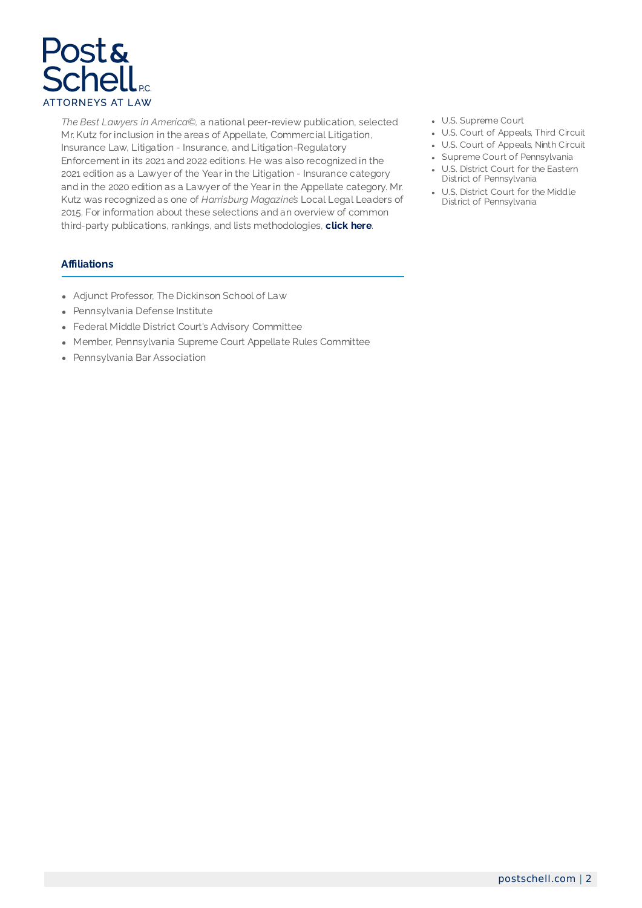*The Best Lawyers in America©*, a national peer-review publication, selected Mr. Kutz for inclusion in the areas of Appellate, Commercial Litigation, Insurance Law, Litigation - Insurance, and Litigation-Regulatory Enforcement in its 2021 and 2022 editions. He was also recognized in the 2021 edition as a Lawyer of the Year in the Litigation - Insurance category and in the 2020 edition as a Lawyer of the Year in the Appellate category. Mr. Kutz was recognized as one of *Harrisburg Magazine's* Local Legal Leaders of 2015. For information about these selections and an overview of common third-party publications, rankings, and lists methodologies, **click here**.

## Affiliations

- Adjunct Professor, The Dickinson School of Law
- Pennsylvania Defense Institute
- Federal Middle District Court's Advisory Committee
- Member, Pennsylvania Supreme Court Appellate Rules Committee
- Pennsylvania Bar Association

- U.S. Supreme Court
- U.S. Court of Appeals, Third Circuit
- U.S. Court of Appeals, Ninth Circuit
- Supreme Court of Pennsylvania
- U.S. District Court for the Eastern District of Pennsylvania
- U.S. District Court for the Middle District of Pennsylvania